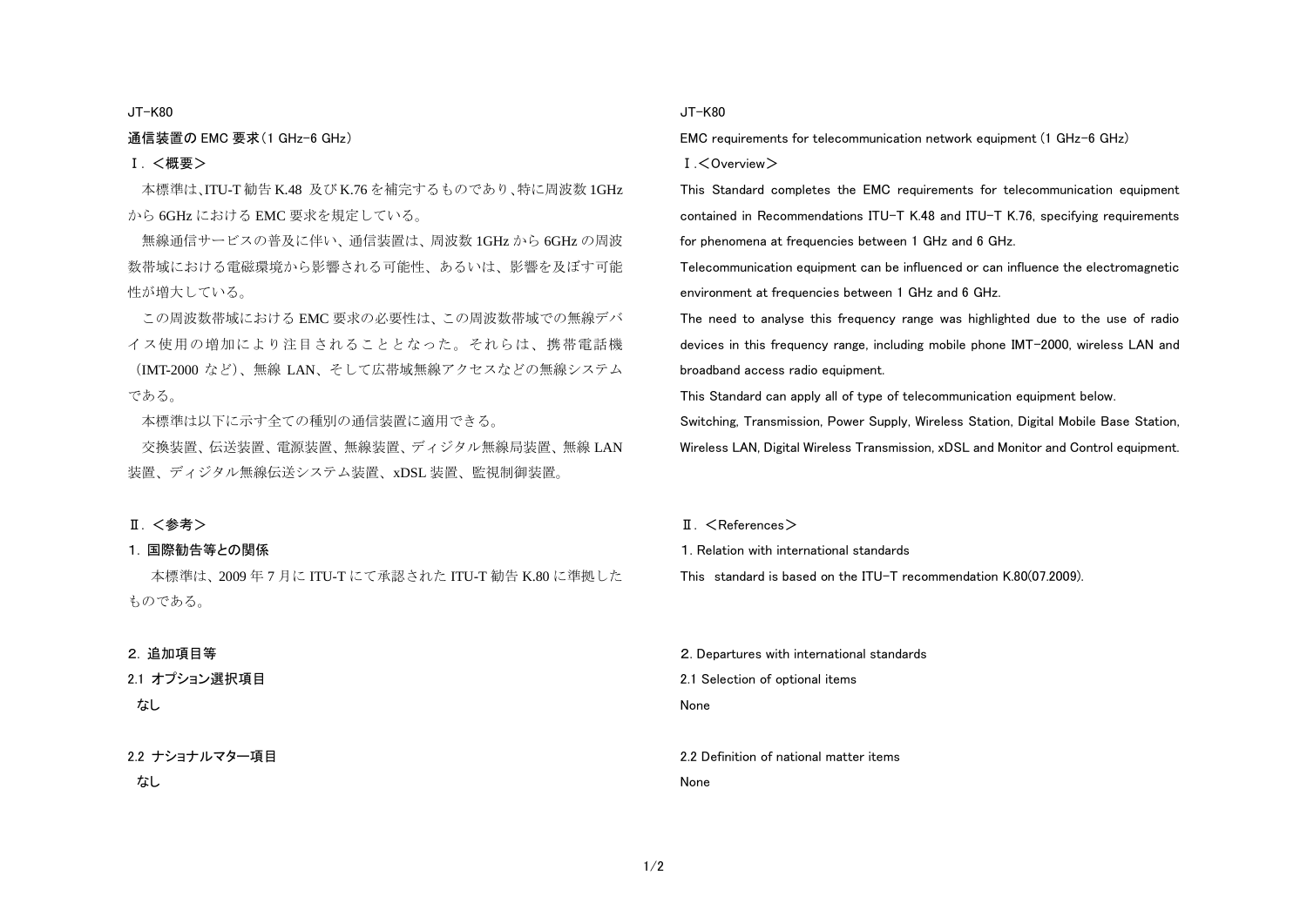JT-K80

## 通信装置の EMC 要求（1 GHz-6 GHz）

### Ⅰ. ＜概要＞

本標準は、ITU-T 勧告 K.48 及び K.76 を補完するものであり、特に周波数 1GHz から 6GHz における EMC 要求を規定している。

無線通信サービスの普及に伴い、通信装置は、周波数 1GHz から 6GHz の周波数帯域における電磁環境から影響される可能性、あるいは、影響を及ぼす可能性が増大している。

この周波数帯域における EMC 要求の必要性は、この周波数帯域での無線デバイス使用の増加により注目されることとなった。それらは、携帯電話機（IMT-2000 など）、無線 LAN、そして広帯域無線アクセスなどの無線システムである。

本標準は以下に示す全ての種別の通信装置に適用できる。

交換装置、伝送装置、電源装置、無線装置、ディジタル無線局装置、無線 LAN 装置、ディジタル無線伝送システム装置、xDSL 装置、監視制御装置。

### Ⅱ. ＜参考＞

#### 1. 国際勧告等との関係

本標準は、2009 年 7 月に ITU-T にて承認された ITU-T 勧告 K.80 に準拠したものである。

#### 2. 追加項目等

##### 2.1 オプション選択項目

なし

##### 2.2 ナショナルマター項目

なし

---

JT-K80

## EMC requirements for telecommunication network equipment (1 GHz-6 GHz)

### Ⅰ.＜Overview＞

This Standard completes the EMC requirements for telecommunication equipment contained in Recommendations ITU-T K.48 and ITU-T K.76, specifying requirements for phenomena at frequencies between 1 GHz and 6 GHz.

Telecommunication equipment can be influenced or can influence the electromagnetic environment at frequencies between 1 GHz and 6 GHz.

The need to analyse this frequency range was highlighted due to the use of radio devices in this frequency range, including mobile phone IMT-2000, wireless LAN and broadband access radio equipment.

This Standard can apply all of type of telecommunication equipment below.

Switching, Transmission, Power Supply, Wireless Station, Digital Mobile Base Station, Wireless LAN, Digital Wireless Transmission, xDSL and Monitor and Control equipment.

### Ⅱ. ＜References＞

#### 1. Relation with international standards

This standard is based on the ITU-T recommendation K.80(07.2009).

#### 2. Departures with international standards

##### 2.1 Selection of optional items

None

##### 2.2 Definition of national matter items

None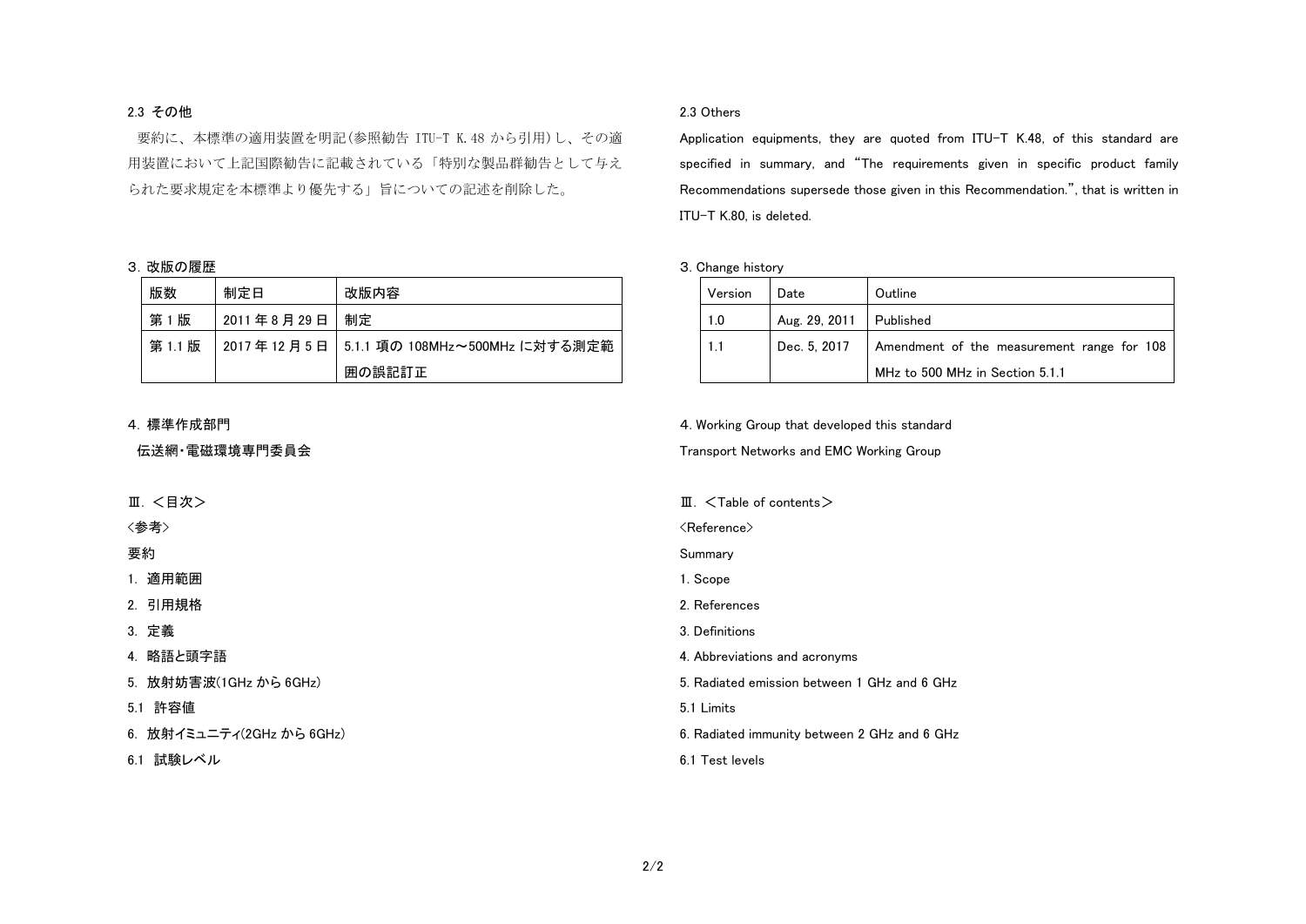### 2.3 その他

要約に、本標準の適用装置を明記(参照勧告 ITU-T K.48 から引用)し、その適用装置において上記国際勧告に記載されている「特別な製品群勧告として与えられた要求規定を本標準より優先する」旨についての記述を削除した。

## 3. 改版の履歴

| 版数 | 制定日 | 改版内容 |
|---|---|---|
| 第 1 版 | 2011 年 8 月 29 日 | 制定 |
| 第 1.1 版 | 2017 年 12 月 5 日 | 5.1.1 項の 108MHz～500MHz に対する測定範囲の誤記訂正 |

## 4. 標準作成部門

伝送網・電磁環境専門委員会

## Ⅲ. <目次>

<参考>

要約

1. 適用範囲

2. 引用規格

3. 定義

4. 略語と頭字語

5. 放射妨害波(1GHz から 6GHz)

5.1 許容値

6. 放射イミュニティ(2GHz から 6GHz)

6.1 試験レベル

### 2.3 Others

Application equipments, they are quoted from ITU-T K.48, of this standard are specified in summary, and "The requirements given in specific product family Recommendations supersede those given in this Recommendation.", that is written in ITU-T K.80, is deleted.

## 3. Change history

| Version | Date | Outline |
|---|---|---|
| 1.0 | Aug. 29, 2011 | Published |
| 1.1 | Dec. 5, 2017 | Amendment of the measurement range for 108 MHz to 500 MHz in Section 5.1.1 |

## 4. Working Group that developed this standard

Transport Networks and EMC Working Group

## Ⅲ. <Table of contents>

<Reference>

Summary

1. Scope

2. References

3. Definitions

4. Abbreviations and acronyms

5. Radiated emission between 1 GHz and 6 GHz

5.1 Limits

6. Radiated immunity between 2 GHz and 6 GHz

6.1 Test levels